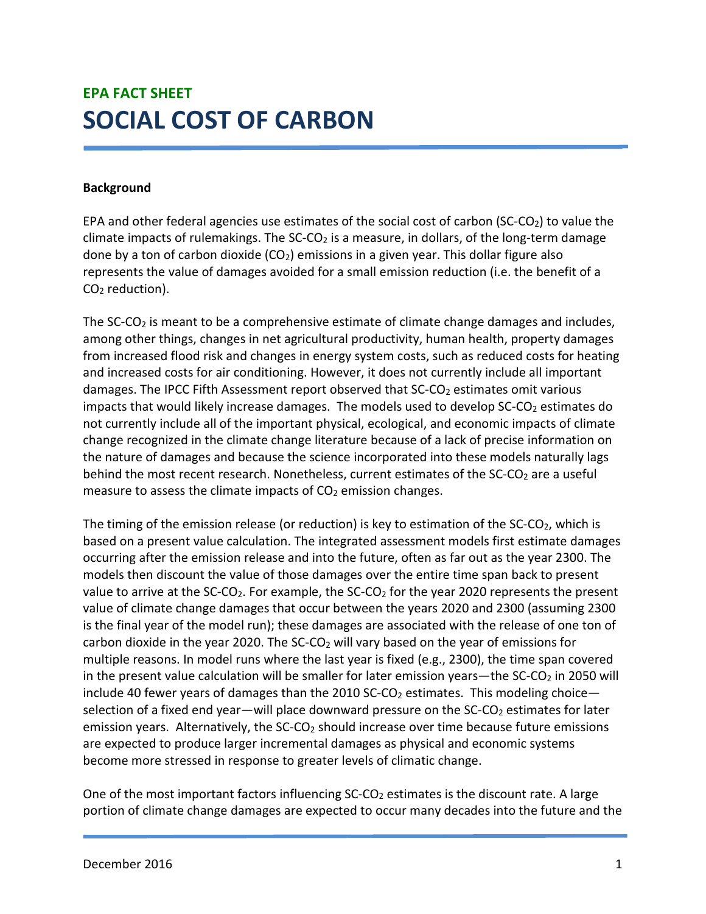# EPA FACT SHEET

# SOCIAL COST OF CARBON

**Background**

EPA and other federal agencies use estimates of the social cost of carbon (SC-$CO_2$) to value the climate impacts of rulemakings. The SC-$CO_2$ is a measure, in dollars, of the long-term damage done by a ton of carbon dioxide ($CO_2$) emissions in a given year. This dollar figure also represents the value of damages avoided for a small emission reduction (i.e. the benefit of a $CO_2$ reduction).

The SC-$CO_2$ is meant to be a comprehensive estimate of climate change damages and includes, among other things, changes in net agricultural productivity, human health, property damages from increased flood risk and changes in energy system costs, such as reduced costs for heating and increased costs for air conditioning. However, it does not currently include all important damages. The IPCC Fifth Assessment report observed that SC-$CO_2$ estimates omit various impacts that would likely increase damages. The models used to develop SC-$CO_2$ estimates do not currently include all of the important physical, ecological, and economic impacts of climate change recognized in the climate change literature because of a lack of precise information on the nature of damages and because the science incorporated into these models naturally lags behind the most recent research. Nonetheless, current estimates of the SC-$CO_2$ are a useful measure to assess the climate impacts of $CO_2$ emission changes.

The timing of the emission release (or reduction) is key to estimation of the SC-$CO_2$, which is based on a present value calculation. The integrated assessment models first estimate damages occurring after the emission release and into the future, often as far out as the year 2300. The models then discount the value of those damages over the entire time span back to present value to arrive at the SC-$CO_2$. For example, the SC-$CO_2$ for the year 2020 represents the present value of climate change damages that occur between the years 2020 and 2300 (assuming 2300 is the final year of the model run); these damages are associated with the release of one ton of carbon dioxide in the year 2020. The SC-$CO_2$ will vary based on the year of emissions for multiple reasons. In model runs where the last year is fixed (e.g., 2300), the time span covered in the present value calculation will be smaller for later emission years—the SC-$CO_2$ in 2050 will include 40 fewer years of damages than the 2010 SC-$CO_2$ estimates. This modeling choice—selection of a fixed end year—will place downward pressure on the SC-$CO_2$ estimates for later emission years. Alternatively, the SC-$CO_2$ should increase over time because future emissions are expected to produce larger incremental damages as physical and economic systems become more stressed in response to greater levels of climatic change.

One of the most important factors influencing SC-$CO_2$ estimates is the discount rate. A large portion of climate change damages are expected to occur many decades into the future and the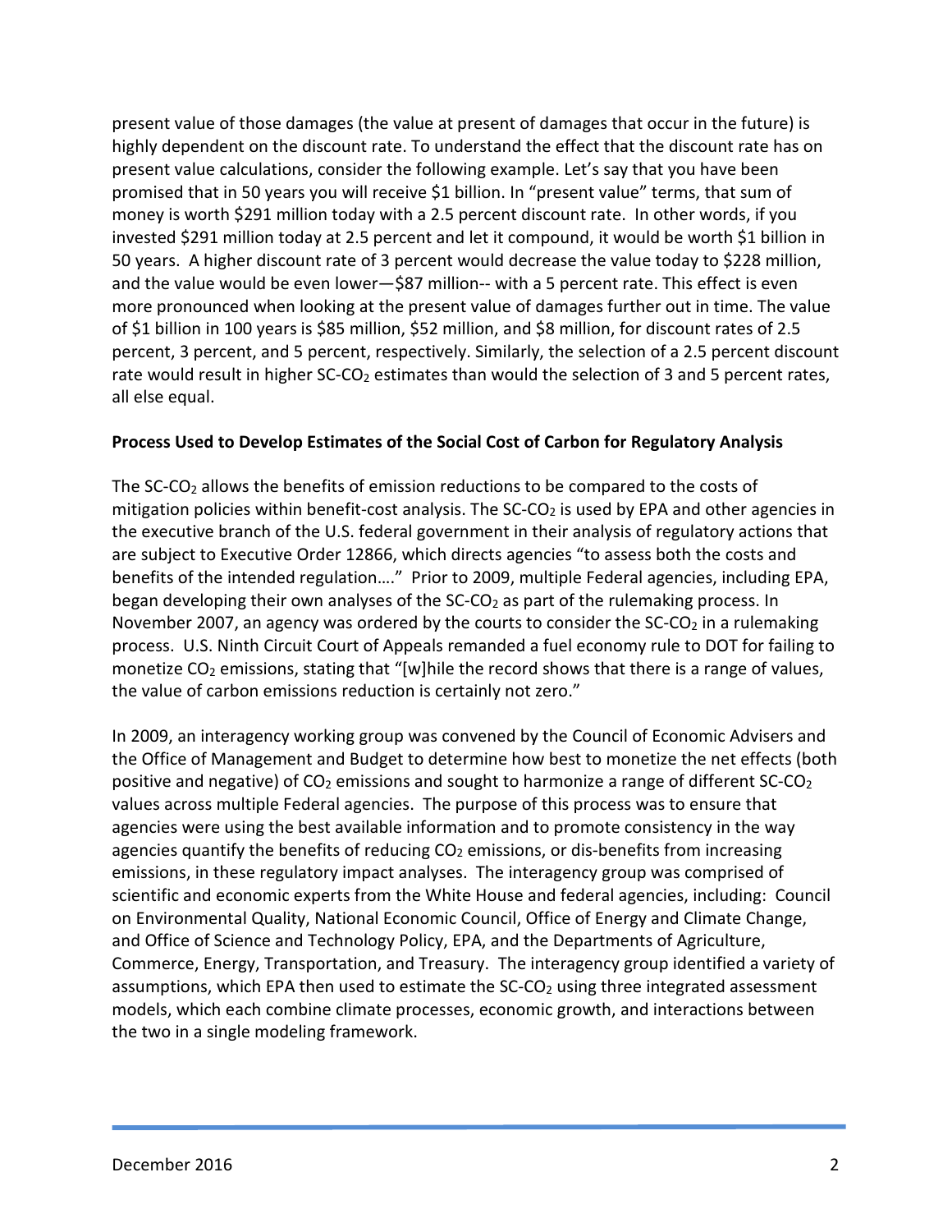present value of those damages (the value at present of damages that occur in the future) is highly dependent on the discount rate. To understand the effect that the discount rate has on present value calculations, consider the following example. Let's say that you have been promised that in 50 years you will receive $1 billion. In "present value" terms, that sum of money is worth $291 million today with a 2.5 percent discount rate. In other words, if you invested $291 million today at 2.5 percent and let it compound, it would be worth $1 billion in 50 years. A higher discount rate of 3 percent would decrease the value today to $228 million, and the value would be even lower—$87 million-- with a 5 percent rate. This effect is even more pronounced when looking at the present value of damages further out in time. The value of $1 billion in 100 years is $85 million, $52 million, and $8 million, for discount rates of 2.5 percent, 3 percent, and 5 percent, respectively. Similarly, the selection of a 2.5 percent discount rate would result in higher SC-$CO_2$ estimates than would the selection of 3 and 5 percent rates, all else equal.

**Process Used to Develop Estimates of the Social Cost of Carbon for Regulatory Analysis**

The SC-$CO_2$ allows the benefits of emission reductions to be compared to the costs of mitigation policies within benefit-cost analysis. The SC-$CO_2$ is used by EPA and other agencies in the executive branch of the U.S. federal government in their analysis of regulatory actions that are subject to Executive Order 12866, which directs agencies "to assess both the costs and benefits of the intended regulation…." Prior to 2009, multiple Federal agencies, including EPA, began developing their own analyses of the SC-$CO_2$ as part of the rulemaking process. In November 2007, an agency was ordered by the courts to consider the SC-$CO_2$ in a rulemaking process. U.S. Ninth Circuit Court of Appeals remanded a fuel economy rule to DOT for failing to monetize $CO_2$ emissions, stating that "[w]hile the record shows that there is a range of values, the value of carbon emissions reduction is certainly not zero."

In 2009, an interagency working group was convened by the Council of Economic Advisers and the Office of Management and Budget to determine how best to monetize the net effects (both positive and negative) of $CO_2$ emissions and sought to harmonize a range of different SC-$CO_2$ values across multiple Federal agencies. The purpose of this process was to ensure that agencies were using the best available information and to promote consistency in the way agencies quantify the benefits of reducing $CO_2$ emissions, or dis-benefits from increasing emissions, in these regulatory impact analyses. The interagency group was comprised of scientific and economic experts from the White House and federal agencies, including: Council on Environmental Quality, National Economic Council, Office of Energy and Climate Change, and Office of Science and Technology Policy, EPA, and the Departments of Agriculture, Commerce, Energy, Transportation, and Treasury. The interagency group identified a variety of assumptions, which EPA then used to estimate the SC-$CO_2$ using three integrated assessment models, which each combine climate processes, economic growth, and interactions between the two in a single modeling framework.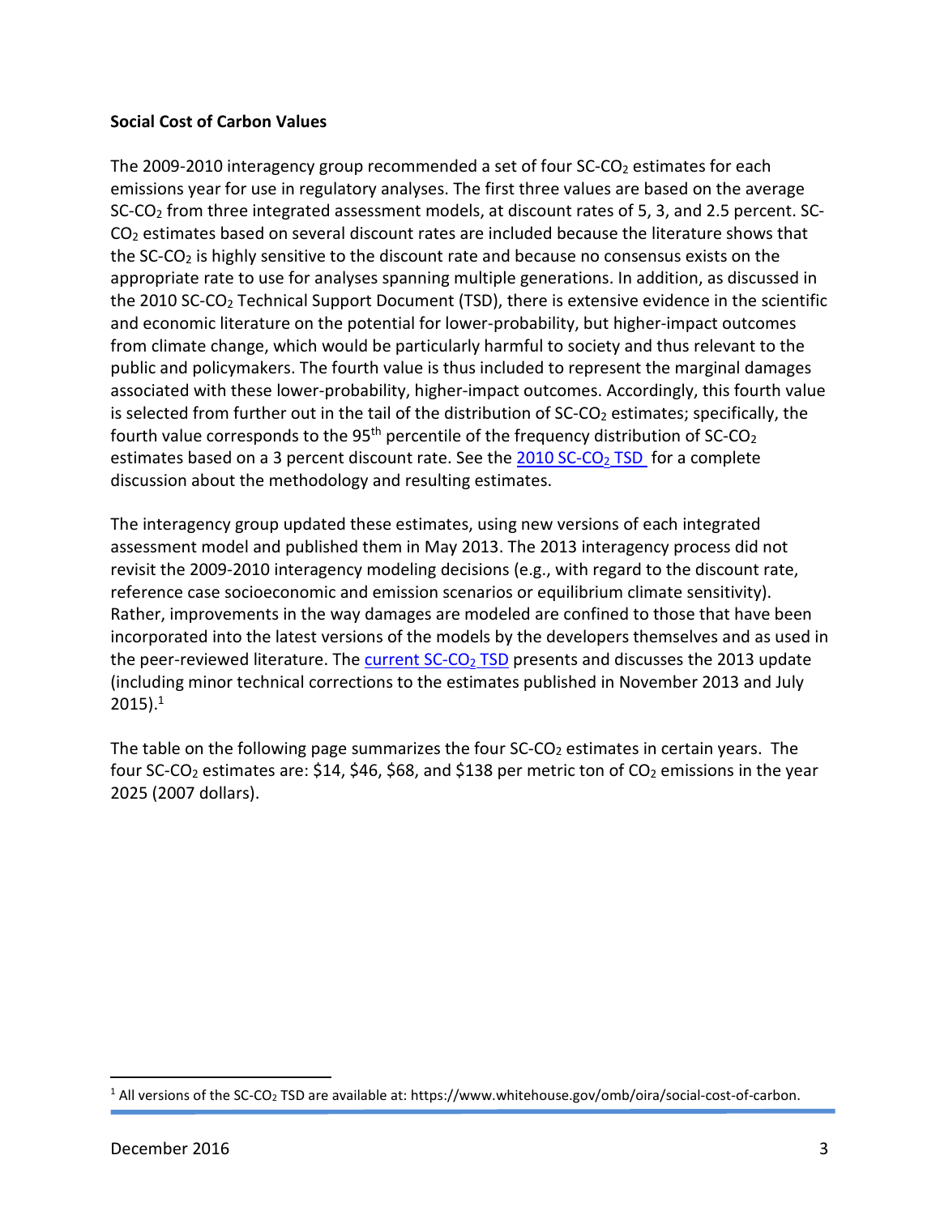**Social Cost of Carbon Values**

The 2009-2010 interagency group recommended a set of four SC-$CO_2$ estimates for each emissions year for use in regulatory analyses. The first three values are based on the average SC-$CO_2$ from three integrated assessment models, at discount rates of 5, 3, and 2.5 percent. SC-$CO_2$ estimates based on several discount rates are included because the literature shows that the SC-$CO_2$ is highly sensitive to the discount rate and because no consensus exists on the appropriate rate to use for analyses spanning multiple generations. In addition, as discussed in the 2010 SC-$CO_2$ Technical Support Document (TSD), there is extensive evidence in the scientific and economic literature on the potential for lower-probability, but higher-impact outcomes from climate change, which would be particularly harmful to society and thus relevant to the public and policymakers. The fourth value is thus included to represent the marginal damages associated with these lower-probability, higher-impact outcomes. Accordingly, this fourth value is selected from further out in the tail of the distribution of SC-$CO_2$ estimates; specifically, the fourth value corresponds to the 95th percentile of the frequency distribution of SC-$CO_2$ estimates based on a 3 percent discount rate. See the 2010 SC-$CO_2$ TSD for a complete discussion about the methodology and resulting estimates.

The interagency group updated these estimates, using new versions of each integrated assessment model and published them in May 2013. The 2013 interagency process did not revisit the 2009-2010 interagency modeling decisions (e.g., with regard to the discount rate, reference case socioeconomic and emission scenarios or equilibrium climate sensitivity). Rather, improvements in the way damages are modeled are confined to those that have been incorporated into the latest versions of the models by the developers themselves and as used in the peer-reviewed literature. The current SC-$CO_2$ TSD presents and discusses the 2013 update (including minor technical corrections to the estimates published in November 2013 and July 2015).[1]

The table on the following page summarizes the four SC-$CO_2$ estimates in certain years. The four SC-$CO_2$ estimates are: $14, $46, $68, and $138 per metric ton of $CO_2$ emissions in the year 2025 (2007 dollars).

[1] All versions of the SC-$CO_2$ TSD are available at: https://www.whitehouse.gov/omb/oira/social-cost-of-carbon.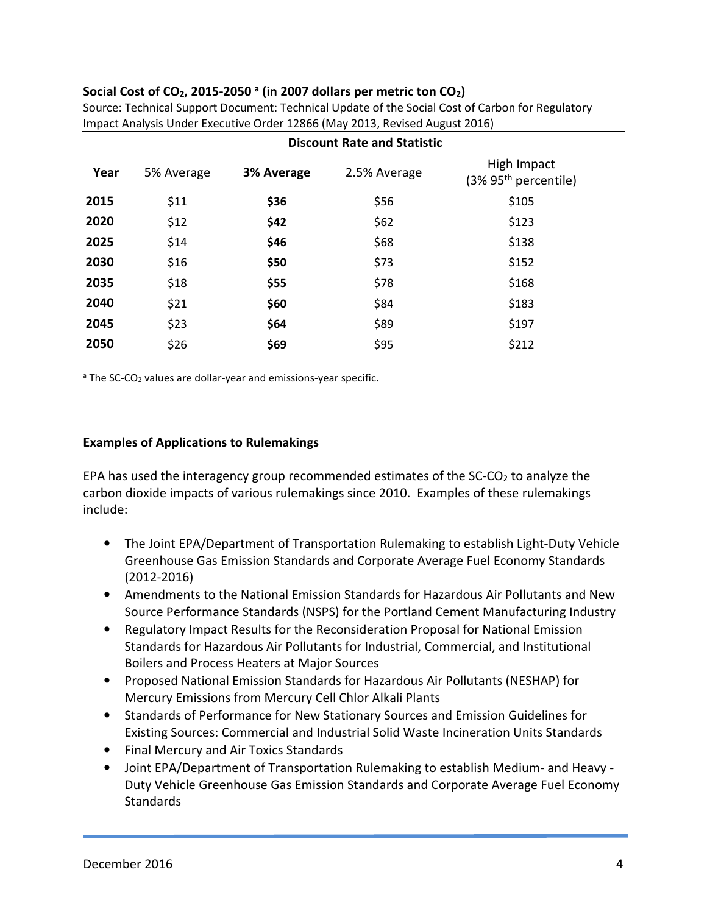**Social Cost of $CO_2$, 2015-2050 [a] (in 2007 dollars per metric ton $CO_2$)**

Source: Technical Support Document: Technical Update of the Social Cost of Carbon for Regulatory Impact Analysis Under Executive Order 12866 (May 2013, Revised August 2016)

| | Discount Rate and Statistic | | | |
|---|---|---|---|---|
| **Year** | 5% Average | **3% Average** | 2.5% Average | High Impact (3% 95th percentile) |
| **2015** | \$11 | **\$36** | \$56 | \$105 |
| **2020** | \$12 | **\$42** | \$62 | \$123 |
| **2025** | \$14 | **\$46** | \$68 | \$138 |
| **2030** | \$16 | **\$50** | \$73 | \$152 |
| **2035** | \$18 | **\$55** | \$78 | \$168 |
| **2040** | \$21 | **\$60** | \$84 | \$183 |
| **2045** | \$23 | **\$64** | \$89 | \$197 |
| **2050** | \$26 | **\$69** | \$95 | \$212 |

[a] The SC-$CO_2$ values are dollar-year and emissions-year specific.

**Examples of Applications to Rulemakings**

EPA has used the interagency group recommended estimates of the SC-$CO_2$ to analyze the carbon dioxide impacts of various rulemakings since 2010. Examples of these rulemakings include:

- The Joint EPA/Department of Transportation Rulemaking to establish Light-Duty Vehicle Greenhouse Gas Emission Standards and Corporate Average Fuel Economy Standards (2012-2016)
- Amendments to the National Emission Standards for Hazardous Air Pollutants and New Source Performance Standards (NSPS) for the Portland Cement Manufacturing Industry
- Regulatory Impact Results for the Reconsideration Proposal for National Emission Standards for Hazardous Air Pollutants for Industrial, Commercial, and Institutional Boilers and Process Heaters at Major Sources
- Proposed National Emission Standards for Hazardous Air Pollutants (NESHAP) for Mercury Emissions from Mercury Cell Chlor Alkali Plants
- Standards of Performance for New Stationary Sources and Emission Guidelines for Existing Sources: Commercial and Industrial Solid Waste Incineration Units Standards
- Final Mercury and Air Toxics Standards
- Joint EPA/Department of Transportation Rulemaking to establish Medium- and Heavy - Duty Vehicle Greenhouse Gas Emission Standards and Corporate Average Fuel Economy Standards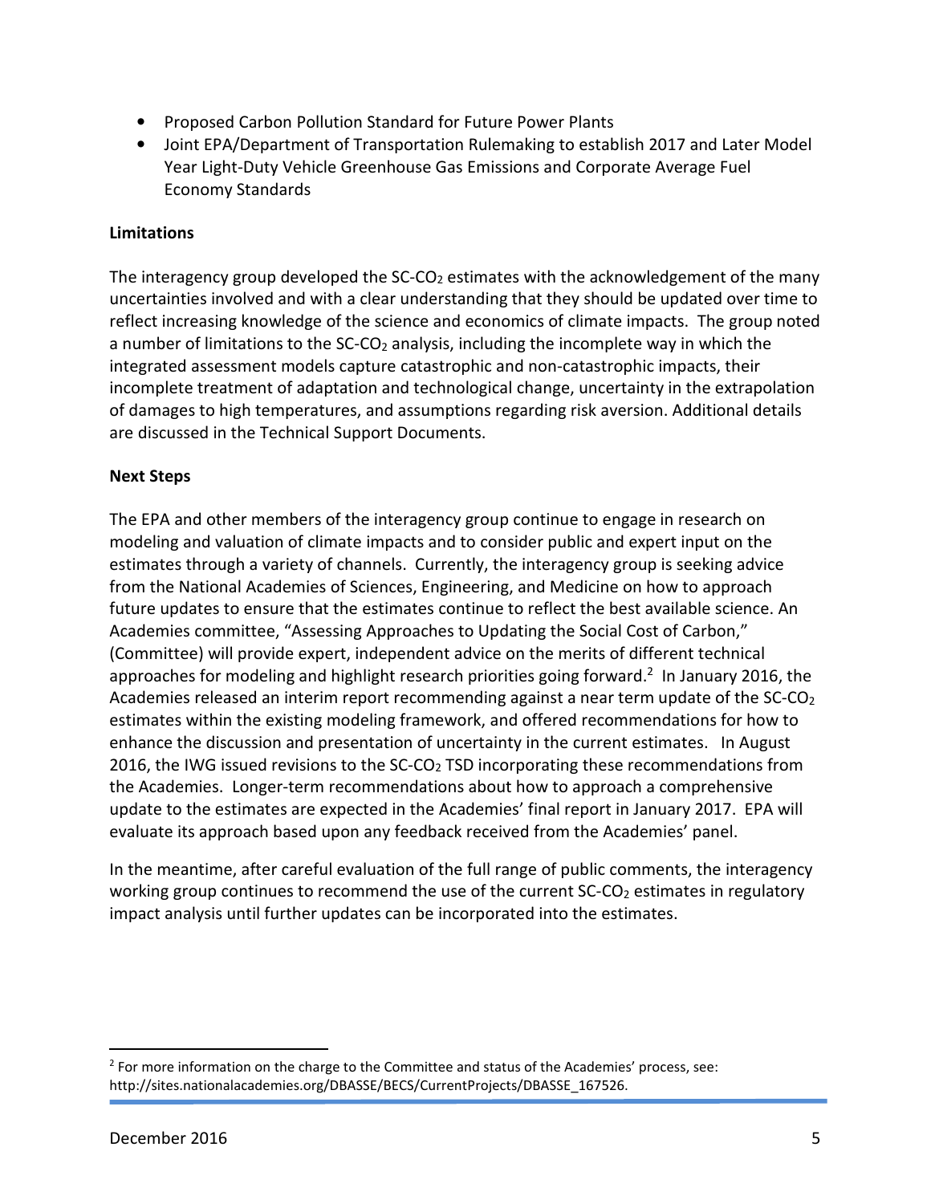- Proposed Carbon Pollution Standard for Future Power Plants
- Joint EPA/Department of Transportation Rulemaking to establish 2017 and Later Model Year Light-Duty Vehicle Greenhouse Gas Emissions and Corporate Average Fuel Economy Standards

**Limitations**

The interagency group developed the SC-$CO_2$ estimates with the acknowledgement of the many uncertainties involved and with a clear understanding that they should be updated over time to reflect increasing knowledge of the science and economics of climate impacts. The group noted a number of limitations to the SC-$CO_2$ analysis, including the incomplete way in which the integrated assessment models capture catastrophic and non-catastrophic impacts, their incomplete treatment of adaptation and technological change, uncertainty in the extrapolation of damages to high temperatures, and assumptions regarding risk aversion. Additional details are discussed in the Technical Support Documents.

**Next Steps**

The EPA and other members of the interagency group continue to engage in research on modeling and valuation of climate impacts and to consider public and expert input on the estimates through a variety of channels. Currently, the interagency group is seeking advice from the National Academies of Sciences, Engineering, and Medicine on how to approach future updates to ensure that the estimates continue to reflect the best available science. An Academies committee, "Assessing Approaches to Updating the Social Cost of Carbon," (Committee) will provide expert, independent advice on the merits of different technical approaches for modeling and highlight research priorities going forward.[2] In January 2016, the Academies released an interim report recommending against a near term update of the SC-$CO_2$ estimates within the existing modeling framework, and offered recommendations for how to enhance the discussion and presentation of uncertainty in the current estimates. In August 2016, the IWG issued revisions to the SC-$CO_2$ TSD incorporating these recommendations from the Academies. Longer-term recommendations about how to approach a comprehensive update to the estimates are expected in the Academies' final report in January 2017. EPA will evaluate its approach based upon any feedback received from the Academies' panel.

In the meantime, after careful evaluation of the full range of public comments, the interagency working group continues to recommend the use of the current SC-$CO_2$ estimates in regulatory impact analysis until further updates can be incorporated into the estimates.

[2] For more information on the charge to the Committee and status of the Academies' process, see: http://sites.nationalacademies.org/DBASSE/BECS/CurrentProjects/DBASSE_167526.